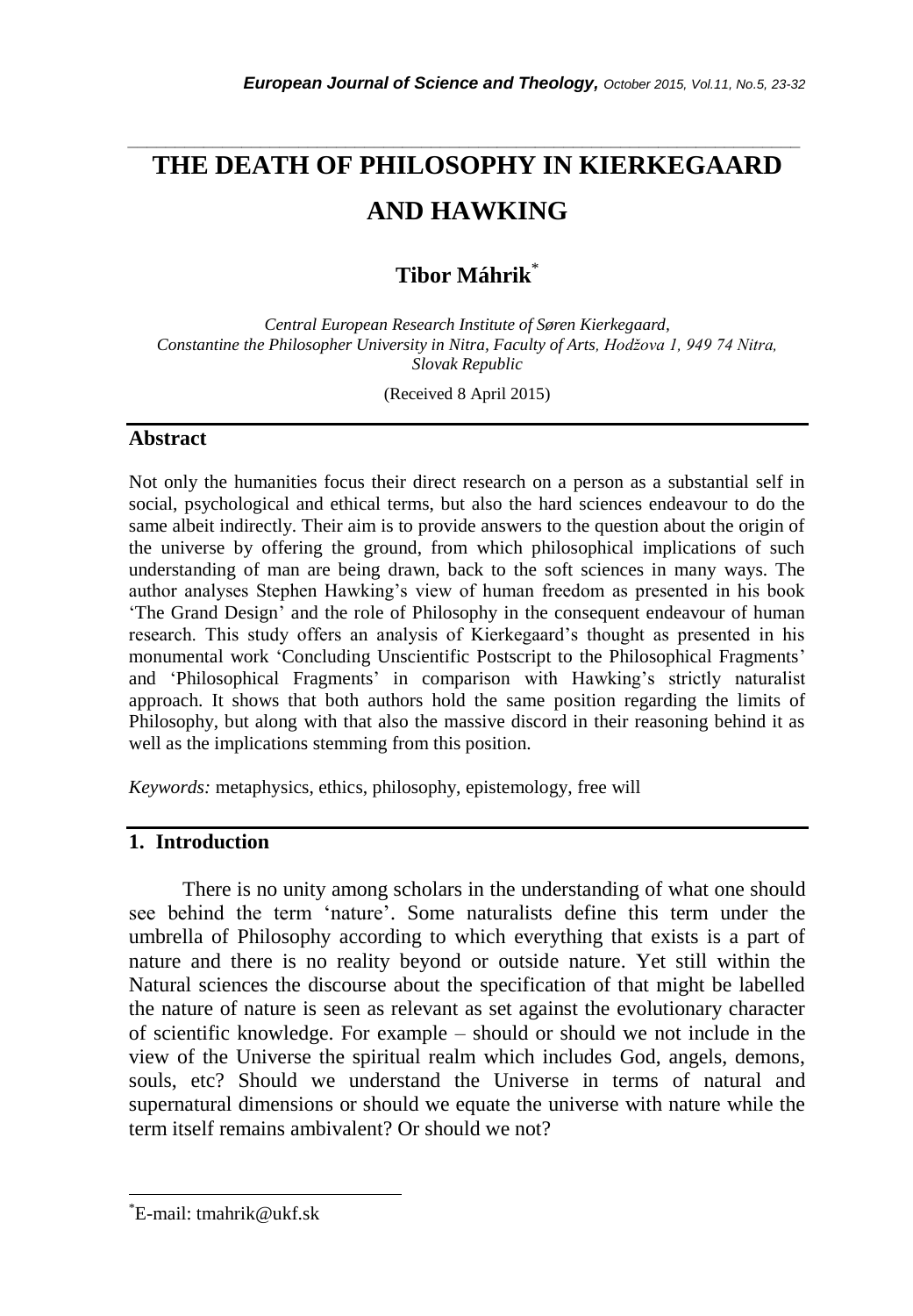# THE DEATH OF PHILOSOPHY IN KIERKEGAARD AND HAWKING

**Tibor Máhrik**[*]

*Central European Research Institute of Søren Kierkegaard, Constantine the Philosopher University in Nitra, Faculty of Arts, Hodžova 1, 949 74 Nitra, Slovak Republic*

(Received 8 April 2015)

## Abstract

Not only the humanities focus their direct research on a person as a substantial self in social, psychological and ethical terms, but also the hard sciences endeavour to do the same albeit indirectly. Their aim is to provide answers to the question about the origin of the universe by offering the ground, from which philosophical implications of such understanding of man are being drawn, back to the soft sciences in many ways. The author analyses Stephen Hawking's view of human freedom as presented in his book 'The Grand Design' and the role of Philosophy in the consequent endeavour of human research. This study offers an analysis of Kierkegaard's thought as presented in his monumental work 'Concluding Unscientific Postscript to the Philosophical Fragments' and 'Philosophical Fragments' in comparison with Hawking's strictly naturalist approach. It shows that both authors hold the same position regarding the limits of Philosophy, but along with that also the massive discord in their reasoning behind it as well as the implications stemming from this position.

*Keywords:* metaphysics, ethics, philosophy, epistemology, free will

## 1. Introduction

There is no unity among scholars in the understanding of what one should see behind the term 'nature'. Some naturalists define this term under the umbrella of Philosophy according to which everything that exists is a part of nature and there is no reality beyond or outside nature. Yet still within the Natural sciences the discourse about the specification of that might be labelled the nature of nature is seen as relevant as set against the evolutionary character of scientific knowledge. For example – should or should we not include in the view of the Universe the spiritual realm which includes God, angels, demons, souls, etc? Should we understand the Universe in terms of natural and supernatural dimensions or should we equate the universe with nature while the term itself remains ambivalent? Or should we not?

[*]E-mail: tmahrik@ukf.sk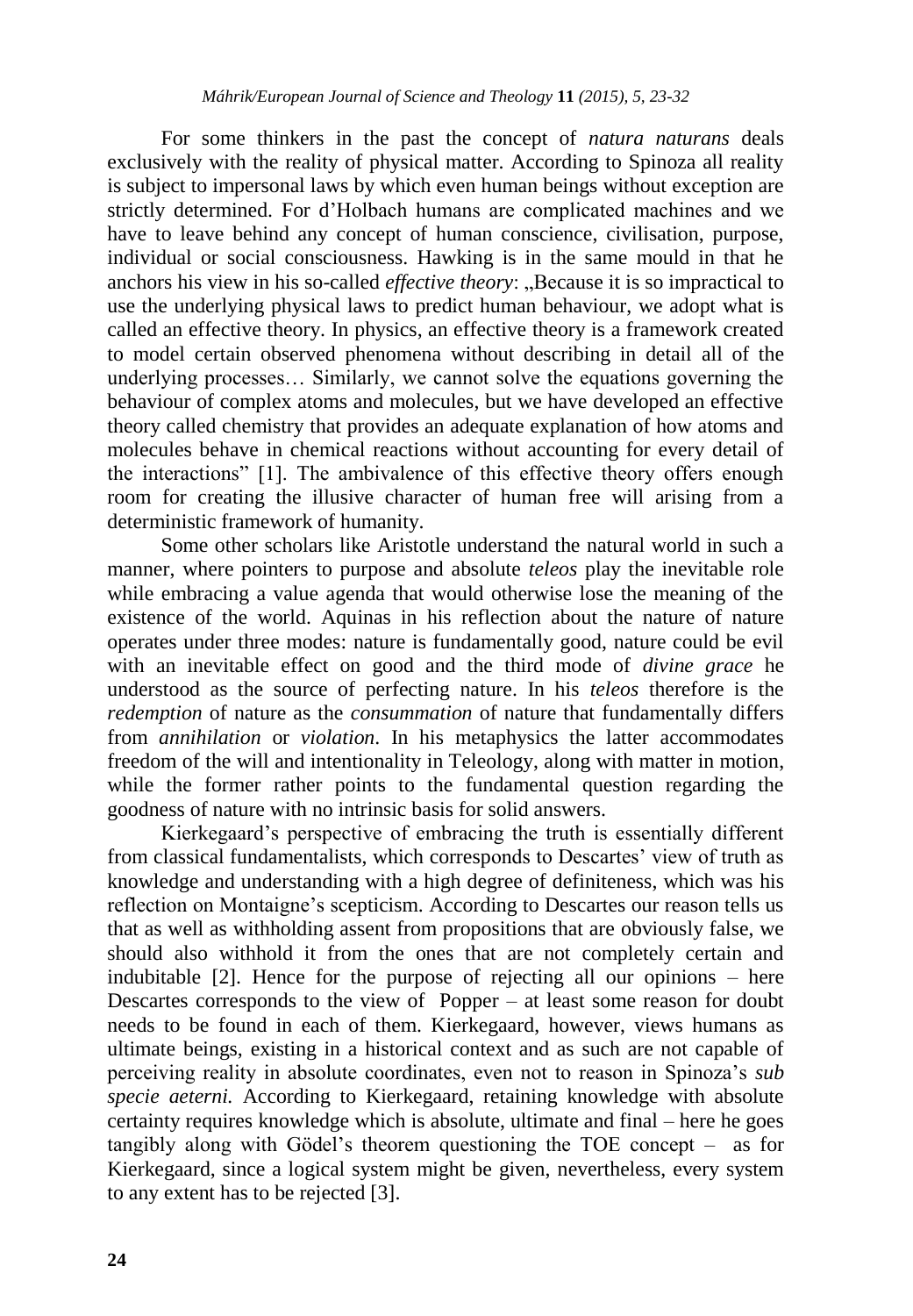For some thinkers in the past the concept of *natura naturans* deals exclusively with the reality of physical matter. According to Spinoza all reality is subject to impersonal laws by which even human beings without exception are strictly determined. For d'Holbach humans are complicated machines and we have to leave behind any concept of human conscience, civilisation, purpose, individual or social consciousness. Hawking is in the same mould in that he anchors his view in his so-called *effective theory*: „Because it is so impractical to use the underlying physical laws to predict human behaviour, we adopt what is called an effective theory. In physics, an effective theory is a framework created to model certain observed phenomena without describing in detail all of the underlying processes… Similarly, we cannot solve the equations governing the behaviour of complex atoms and molecules, but we have developed an effective theory called chemistry that provides an adequate explanation of how atoms and molecules behave in chemical reactions without accounting for every detail of the interactions" [1]. The ambivalence of this effective theory offers enough room for creating the illusive character of human free will arising from a deterministic framework of humanity.

Some other scholars like Aristotle understand the natural world in such a manner, where pointers to purpose and absolute *teleos* play the inevitable role while embracing a value agenda that would otherwise lose the meaning of the existence of the world. Aquinas in his reflection about the nature of nature operates under three modes: nature is fundamentally good, nature could be evil with an inevitable effect on good and the third mode of *divine grace* he understood as the source of perfecting nature. In his *teleos* therefore is the *redemption* of nature as the *consummation* of nature that fundamentally differs from *annihilation* or *violation*. In his metaphysics the latter accommodates freedom of the will and intentionality in Teleology, along with matter in motion, while the former rather points to the fundamental question regarding the goodness of nature with no intrinsic basis for solid answers.

Kierkegaard's perspective of embracing the truth is essentially different from classical fundamentalists, which corresponds to Descartes' view of truth as knowledge and understanding with a high degree of definiteness, which was his reflection on Montaigne's scepticism. According to Descartes our reason tells us that as well as withholding assent from propositions that are obviously false, we should also withhold it from the ones that are not completely certain and indubitable [2]. Hence for the purpose of rejecting all our opinions – here Descartes corresponds to the view of Popper – at least some reason for doubt needs to be found in each of them. Kierkegaard, however, views humans as ultimate beings, existing in a historical context and as such are not capable of perceiving reality in absolute coordinates, even not to reason in Spinoza's *sub specie aeterni.* According to Kierkegaard, retaining knowledge with absolute certainty requires knowledge which is absolute, ultimate and final – here he goes tangibly along with Gödel's theorem questioning the TOE concept – as for Kierkegaard, since a logical system might be given, nevertheless, every system to any extent has to be rejected [3].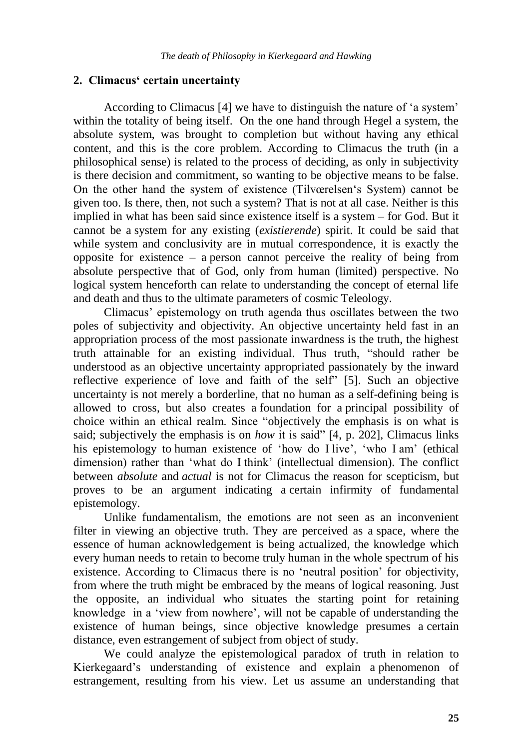## 2. Climacus' certain uncertainty

According to Climacus [4] we have to distinguish the nature of 'a system' within the totality of being itself. On the one hand through Hegel a system, the absolute system, was brought to completion but without having any ethical content, and this is the core problem. According to Climacus the truth (in a philosophical sense) is related to the process of deciding, as only in subjectivity is there decision and commitment, so wanting to be objective means to be false. On the other hand the system of existence (Tilværelsen's System) cannot be given too. Is there, then, not such a system? That is not at all case. Neither is this implied in what has been said since existence itself is a system – for God. But it cannot be a system for any existing (*existierende*) spirit. It could be said that while system and conclusivity are in mutual correspondence, it is exactly the opposite for existence – a person cannot perceive the reality of being from absolute perspective that of God, only from human (limited) perspective. No logical system henceforth can relate to understanding the concept of eternal life and death and thus to the ultimate parameters of cosmic Teleology.

Climacus' epistemology on truth agenda thus oscillates between the two poles of subjectivity and objectivity. An objective uncertainty held fast in an appropriation process of the most passionate inwardness is the truth, the highest truth attainable for an existing individual. Thus truth, "should rather be understood as an objective uncertainty appropriated passionately by the inward reflective experience of love and faith of the self" [5]. Such an objective uncertainty is not merely a borderline, that no human as a self-defining being is allowed to cross, but also creates a foundation for a principal possibility of choice within an ethical realm. Since "objectively the emphasis is on what is said; subjectively the emphasis is on *how* it is said" [4, p. 202], Climacus links his epistemology to human existence of 'how do I live', 'who I am' (ethical dimension) rather than 'what do I think' (intellectual dimension). The conflict between *absolute* and *actual* is not for Climacus the reason for scepticism, but proves to be an argument indicating a certain infirmity of fundamental epistemology.

Unlike fundamentalism, the emotions are not seen as an inconvenient filter in viewing an objective truth. They are perceived as a space, where the essence of human acknowledgement is being actualized, the knowledge which every human needs to retain to become truly human in the whole spectrum of his existence. According to Climacus there is no 'neutral position' for objectivity, from where the truth might be embraced by the means of logical reasoning. Just the opposite, an individual who situates the starting point for retaining knowledge in a 'view from nowhere', will not be capable of understanding the existence of human beings, since objective knowledge presumes a certain distance, even estrangement of subject from object of study.

We could analyze the epistemological paradox of truth in relation to Kierkegaard's understanding of existence and explain a phenomenon of estrangement, resulting from his view. Let us assume an understanding that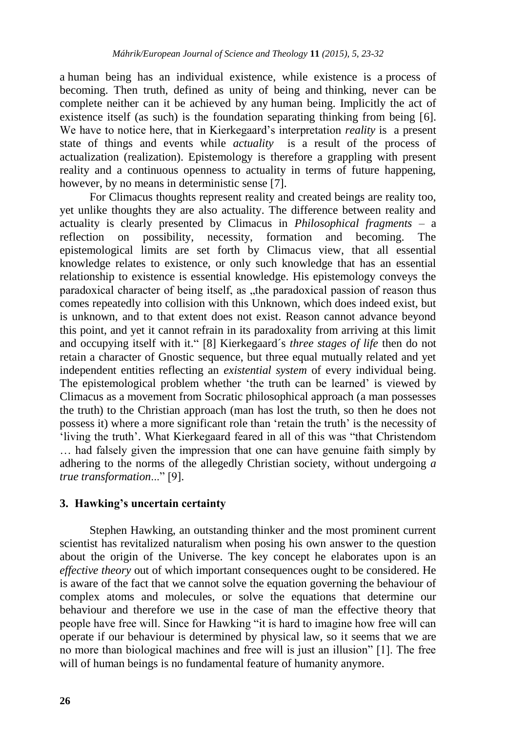a human being has an individual existence, while existence is a process of becoming. Then truth, defined as unity of being and thinking, never can be complete neither can it be achieved by any human being. Implicitly the act of existence itself (as such) is the foundation separating thinking from being [6]. We have to notice here, that in Kierkegaard's interpretation *reality* is a present state of things and events while *actuality* is a result of the process of actualization (realization). Epistemology is therefore a grappling with present reality and a continuous openness to actuality in terms of future happening, however, by no means in deterministic sense [7].

For Climacus thoughts represent reality and created beings are reality too, yet unlike thoughts they are also actuality. The difference between reality and actuality is clearly presented by Climacus in *Philosophical fragments* – a reflection on possibility, necessity, formation and becoming. The epistemological limits are set forth by Climacus view, that all essential knowledge relates to existence, or only such knowledge that has an essential relationship to existence is essential knowledge. His epistemology conveys the paradoxical character of being itself, as „the paradoxical passion of reason thus comes repeatedly into collision with this Unknown, which does indeed exist, but is unknown, and to that extent does not exist. Reason cannot advance beyond this point, and yet it cannot refrain in its paradoxality from arriving at this limit and occupying itself with it." [8] Kierkegaard´s *three stages of life* then do not retain a character of Gnostic sequence, but three equal mutually related and yet independent entities reflecting an *existential system* of every individual being. The epistemological problem whether 'the truth can be learned' is viewed by Climacus as a movement from Socratic philosophical approach (a man possesses the truth) to the Christian approach (man has lost the truth, so then he does not possess it) where a more significant role than 'retain the truth' is the necessity of 'living the truth'. What Kierkegaard feared in all of this was "that Christendom … had falsely given the impression that one can have genuine faith simply by adhering to the norms of the allegedly Christian society, without undergoing *a true transformation*..." [9].

## 3. Hawking's uncertain certainty

Stephen Hawking, an outstanding thinker and the most prominent current scientist has revitalized naturalism when posing his own answer to the question about the origin of the Universe. The key concept he elaborates upon is an *effective theory* out of which important consequences ought to be considered. He is aware of the fact that we cannot solve the equation governing the behaviour of complex atoms and molecules, or solve the equations that determine our behaviour and therefore we use in the case of man the effective theory that people have free will. Since for Hawking "it is hard to imagine how free will can operate if our behaviour is determined by physical law, so it seems that we are no more than biological machines and free will is just an illusion" [1]. The free will of human beings is no fundamental feature of humanity anymore.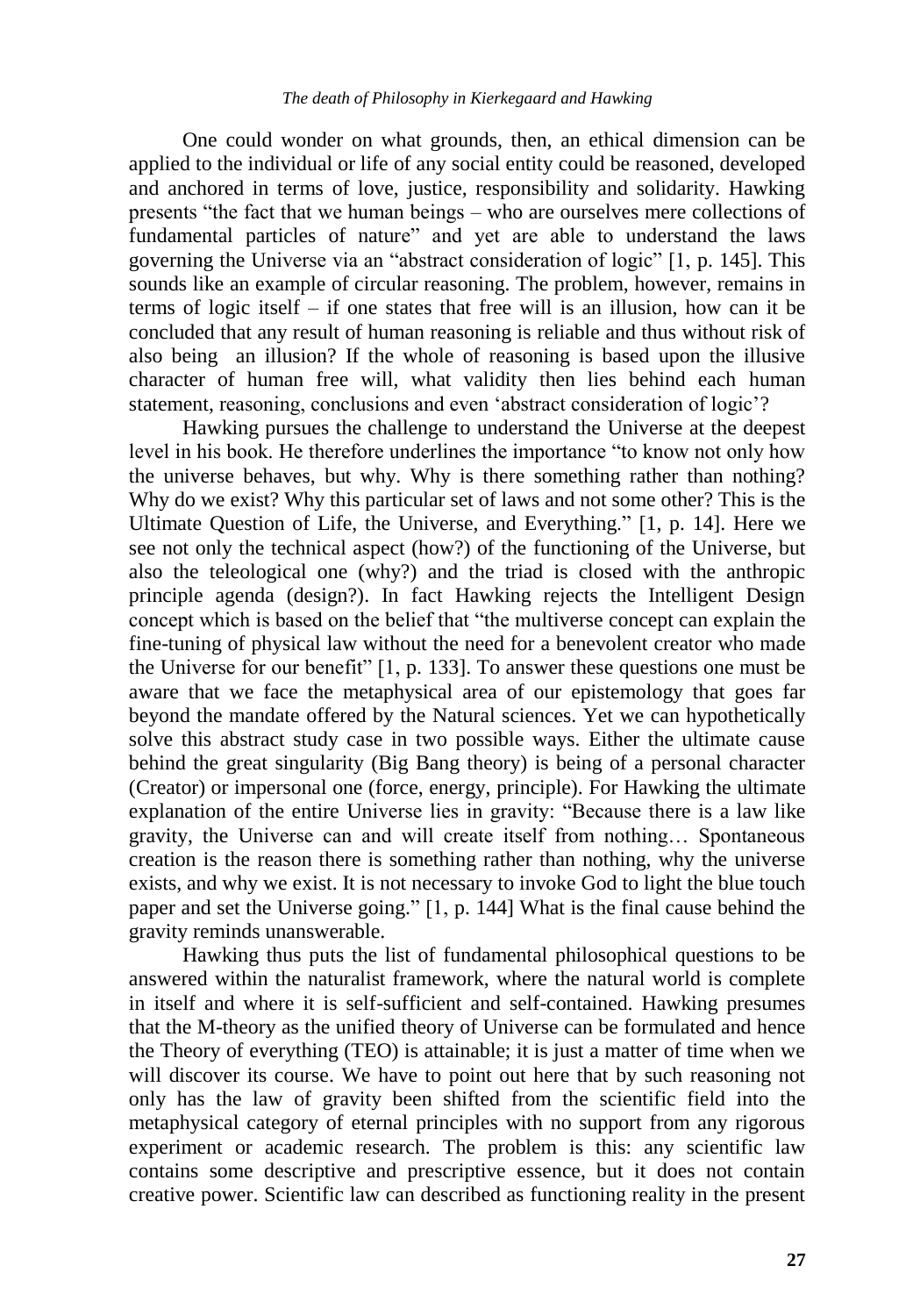One could wonder on what grounds, then, an ethical dimension can be applied to the individual or life of any social entity could be reasoned, developed and anchored in terms of love, justice, responsibility and solidarity. Hawking presents "the fact that we human beings – who are ourselves mere collections of fundamental particles of nature" and yet are able to understand the laws governing the Universe via an "abstract consideration of logic" [1, p. 145]. This sounds like an example of circular reasoning. The problem, however, remains in terms of logic itself – if one states that free will is an illusion, how can it be concluded that any result of human reasoning is reliable and thus without risk of also being an illusion? If the whole of reasoning is based upon the illusive character of human free will, what validity then lies behind each human statement, reasoning, conclusions and even 'abstract consideration of logic'?

Hawking pursues the challenge to understand the Universe at the deepest level in his book. He therefore underlines the importance "to know not only how the universe behaves, but why. Why is there something rather than nothing? Why do we exist? Why this particular set of laws and not some other? This is the Ultimate Question of Life, the Universe, and Everything." [1, p. 14]. Here we see not only the technical aspect (how?) of the functioning of the Universe, but also the teleological one (why?) and the triad is closed with the anthropic principle agenda (design?). In fact Hawking rejects the Intelligent Design concept which is based on the belief that "the multiverse concept can explain the fine-tuning of physical law without the need for a benevolent creator who made the Universe for our benefit" [1, p. 133]. To answer these questions one must be aware that we face the metaphysical area of our epistemology that goes far beyond the mandate offered by the Natural sciences. Yet we can hypothetically solve this abstract study case in two possible ways. Either the ultimate cause behind the great singularity (Big Bang theory) is being of a personal character (Creator) or impersonal one (force, energy, principle). For Hawking the ultimate explanation of the entire Universe lies in gravity: "Because there is a law like gravity, the Universe can and will create itself from nothing… Spontaneous creation is the reason there is something rather than nothing, why the universe exists, and why we exist. It is not necessary to invoke God to light the blue touch paper and set the Universe going." [1, p. 144] What is the final cause behind the gravity reminds unanswerable.

Hawking thus puts the list of fundamental philosophical questions to be answered within the naturalist framework, where the natural world is complete in itself and where it is self-sufficient and self-contained. Hawking presumes that the M-theory as the unified theory of Universe can be formulated and hence the Theory of everything (TEO) is attainable; it is just a matter of time when we will discover its course. We have to point out here that by such reasoning not only has the law of gravity been shifted from the scientific field into the metaphysical category of eternal principles with no support from any rigorous experiment or academic research. The problem is this: any scientific law contains some descriptive and prescriptive essence, but it does not contain creative power. Scientific law can described as functioning reality in the present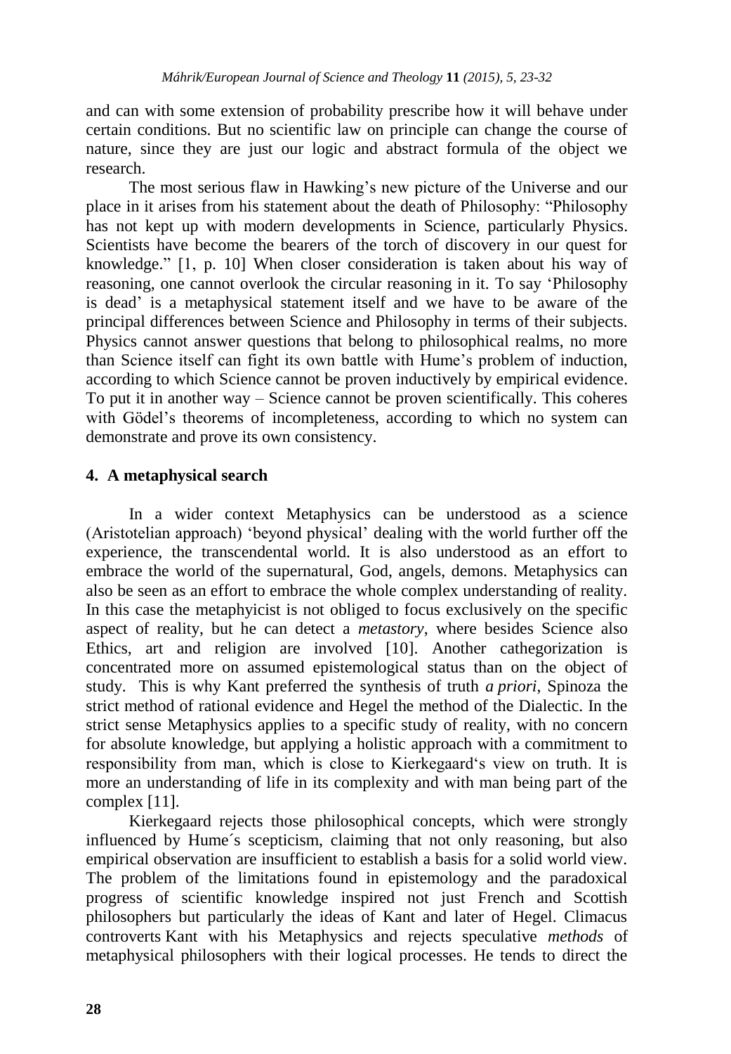and can with some extension of probability prescribe how it will behave under certain conditions. But no scientific law on principle can change the course of nature, since they are just our logic and abstract formula of the object we research.

The most serious flaw in Hawking's new picture of the Universe and our place in it arises from his statement about the death of Philosophy: "Philosophy has not kept up with modern developments in Science, particularly Physics. Scientists have become the bearers of the torch of discovery in our quest for knowledge." [1, p. 10] When closer consideration is taken about his way of reasoning, one cannot overlook the circular reasoning in it. To say 'Philosophy is dead' is a metaphysical statement itself and we have to be aware of the principal differences between Science and Philosophy in terms of their subjects. Physics cannot answer questions that belong to philosophical realms, no more than Science itself can fight its own battle with Hume's problem of induction, according to which Science cannot be proven inductively by empirical evidence. To put it in another way – Science cannot be proven scientifically. This coheres with Gödel's theorems of incompleteness, according to which no system can demonstrate and prove its own consistency.

## 4. A metaphysical search

In a wider context Metaphysics can be understood as a science (Aristotelian approach) 'beyond physical' dealing with the world further off the experience, the transcendental world. It is also understood as an effort to embrace the world of the supernatural, God, angels, demons. Metaphysics can also be seen as an effort to embrace the whole complex understanding of reality. In this case the metaphyicist is not obliged to focus exclusively on the specific aspect of reality, but he can detect a *metastory*, where besides Science also Ethics, art and religion are involved [10]. Another cathegorization is concentrated more on assumed epistemological status than on the object of study. This is why Kant preferred the synthesis of truth *a priori*, Spinoza the strict method of rational evidence and Hegel the method of the Dialectic. In the strict sense Metaphysics applies to a specific study of reality, with no concern for absolute knowledge, but applying a holistic approach with a commitment to responsibility from man, which is close to Kierkegaard's view on truth. It is more an understanding of life in its complexity and with man being part of the complex [11].

Kierkegaard rejects those philosophical concepts, which were strongly influenced by Hume´s scepticism, claiming that not only reasoning, but also empirical observation are insufficient to establish a basis for a solid world view. The problem of the limitations found in epistemology and the paradoxical progress of scientific knowledge inspired not just French and Scottish philosophers but particularly the ideas of Kant and later of Hegel. Climacus controverts Kant with his Metaphysics and rejects speculative *methods* of metaphysical philosophers with their logical processes. He tends to direct the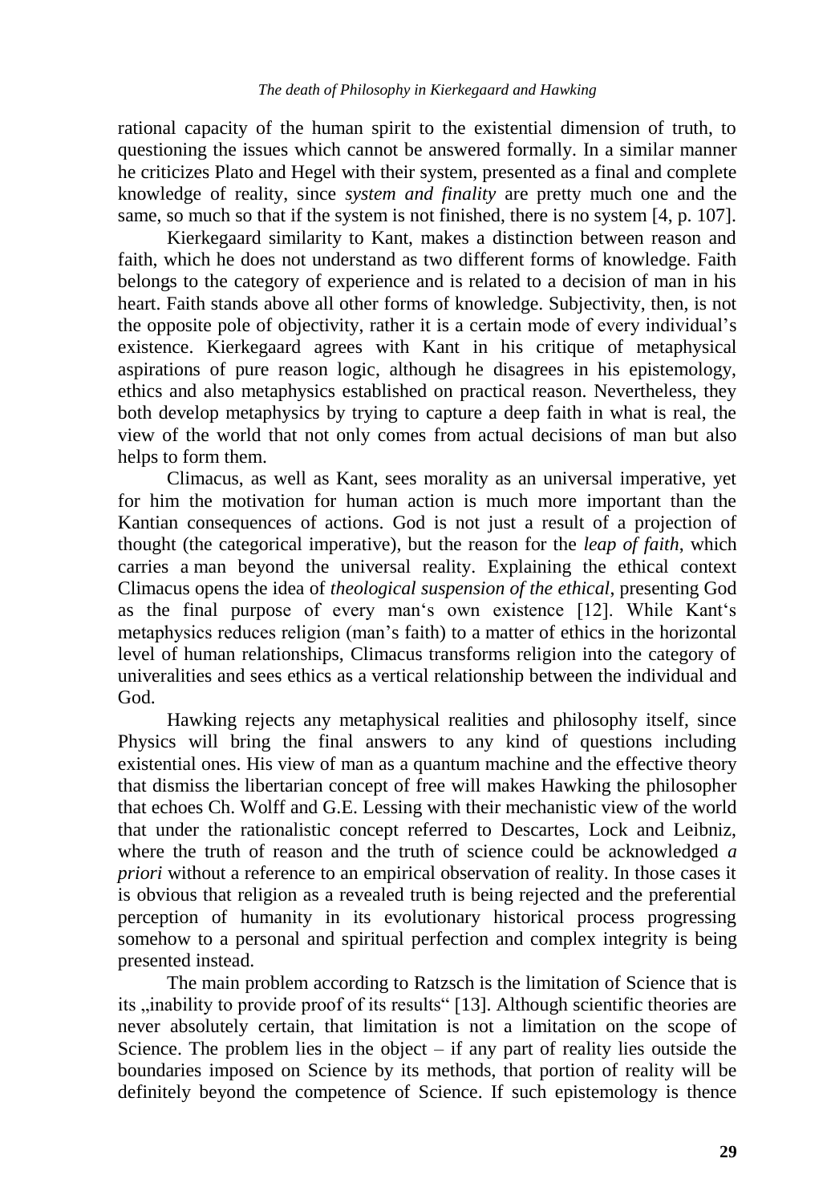rational capacity of the human spirit to the existential dimension of truth, to questioning the issues which cannot be answered formally. In a similar manner he criticizes Plato and Hegel with their system, presented as a final and complete knowledge of reality, since *system and finality* are pretty much one and the same, so much so that if the system is not finished, there is no system [4, p. 107].

Kierkegaard similarity to Kant, makes a distinction between reason and faith, which he does not understand as two different forms of knowledge. Faith belongs to the category of experience and is related to a decision of man in his heart. Faith stands above all other forms of knowledge. Subjectivity, then, is not the opposite pole of objectivity, rather it is a certain mode of every individual's existence. Kierkegaard agrees with Kant in his critique of metaphysical aspirations of pure reason logic, although he disagrees in his epistemology, ethics and also metaphysics established on practical reason. Nevertheless, they both develop metaphysics by trying to capture a deep faith in what is real, the view of the world that not only comes from actual decisions of man but also helps to form them.

Climacus, as well as Kant, sees morality as an universal imperative, yet for him the motivation for human action is much more important than the Kantian consequences of actions. God is not just a result of a projection of thought (the categorical imperative), but the reason for the *leap of faith*, which carries a man beyond the universal reality. Explaining the ethical context Climacus opens the idea of *theological suspension of the ethical*, presenting God as the final purpose of every man's own existence [12]. While Kant's metaphysics reduces religion (man's faith) to a matter of ethics in the horizontal level of human relationships, Climacus transforms religion into the category of univeralities and sees ethics as a vertical relationship between the individual and God.

Hawking rejects any metaphysical realities and philosophy itself, since Physics will bring the final answers to any kind of questions including existential ones. His view of man as a quantum machine and the effective theory that dismiss the libertarian concept of free will makes Hawking the philosopher that echoes Ch. Wolff and G.E. Lessing with their mechanistic view of the world that under the rationalistic concept referred to Descartes, Lock and Leibniz, where the truth of reason and the truth of science could be acknowledged *a priori* without a reference to an empirical observation of reality. In those cases it is obvious that religion as a revealed truth is being rejected and the preferential perception of humanity in its evolutionary historical process progressing somehow to a personal and spiritual perfection and complex integrity is being presented instead.

The main problem according to Ratzsch is the limitation of Science that is its „inability to provide proof of its results" [13]. Although scientific theories are never absolutely certain, that limitation is not a limitation on the scope of Science. The problem lies in the object – if any part of reality lies outside the boundaries imposed on Science by its methods, that portion of reality will be definitely beyond the competence of Science. If such epistemology is thence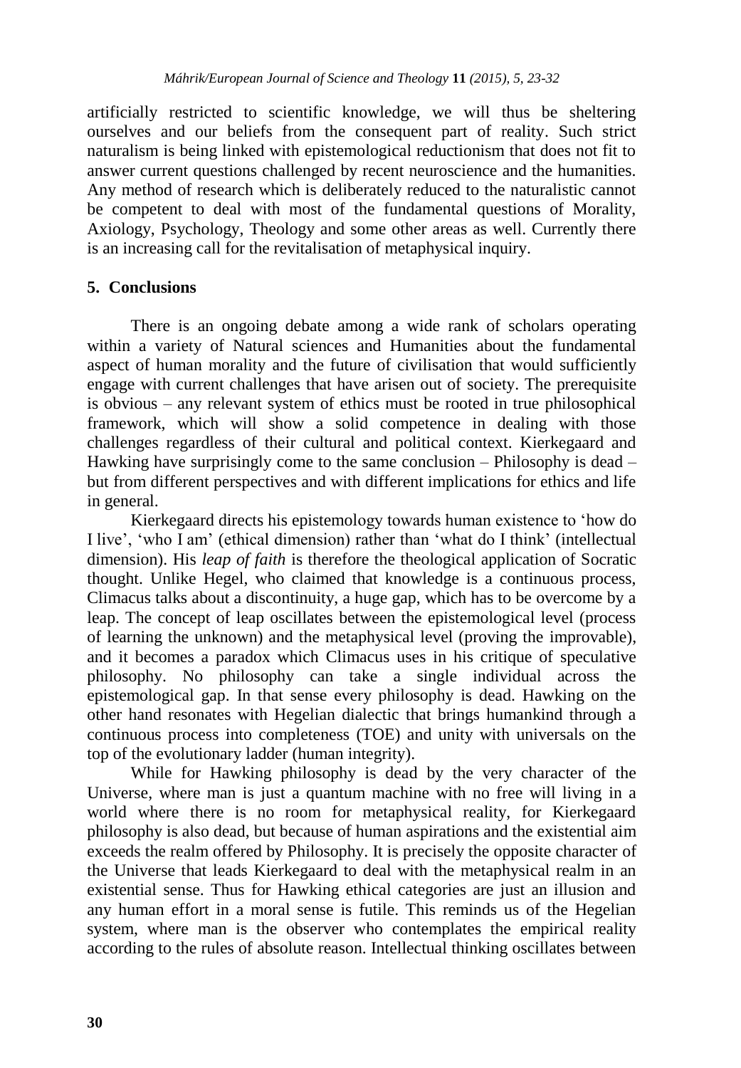artificially restricted to scientific knowledge, we will thus be sheltering ourselves and our beliefs from the consequent part of reality. Such strict naturalism is being linked with epistemological reductionism that does not fit to answer current questions challenged by recent neuroscience and the humanities. Any method of research which is deliberately reduced to the naturalistic cannot be competent to deal with most of the fundamental questions of Morality, Axiology, Psychology, Theology and some other areas as well. Currently there is an increasing call for the revitalisation of metaphysical inquiry.

## 5. Conclusions

There is an ongoing debate among a wide rank of scholars operating within a variety of Natural sciences and Humanities about the fundamental aspect of human morality and the future of civilisation that would sufficiently engage with current challenges that have arisen out of society. The prerequisite is obvious – any relevant system of ethics must be rooted in true philosophical framework, which will show a solid competence in dealing with those challenges regardless of their cultural and political context. Kierkegaard and Hawking have surprisingly come to the same conclusion – Philosophy is dead – but from different perspectives and with different implications for ethics and life in general.

Kierkegaard directs his epistemology towards human existence to 'how do I live', 'who I am' (ethical dimension) rather than 'what do I think' (intellectual dimension). His *leap of faith* is therefore the theological application of Socratic thought. Unlike Hegel, who claimed that knowledge is a continuous process, Climacus talks about a discontinuity, a huge gap, which has to be overcome by a leap. The concept of leap oscillates between the epistemological level (process of learning the unknown) and the metaphysical level (proving the improvable), and it becomes a paradox which Climacus uses in his critique of speculative philosophy. No philosophy can take a single individual across the epistemological gap. In that sense every philosophy is dead. Hawking on the other hand resonates with Hegelian dialectic that brings humankind through a continuous process into completeness (TOE) and unity with universals on the top of the evolutionary ladder (human integrity).

While for Hawking philosophy is dead by the very character of the Universe, where man is just a quantum machine with no free will living in a world where there is no room for metaphysical reality, for Kierkegaard philosophy is also dead, but because of human aspirations and the existential aim exceeds the realm offered by Philosophy. It is precisely the opposite character of the Universe that leads Kierkegaard to deal with the metaphysical realm in an existential sense. Thus for Hawking ethical categories are just an illusion and any human effort in a moral sense is futile. This reminds us of the Hegelian system, where man is the observer who contemplates the empirical reality according to the rules of absolute reason. Intellectual thinking oscillates between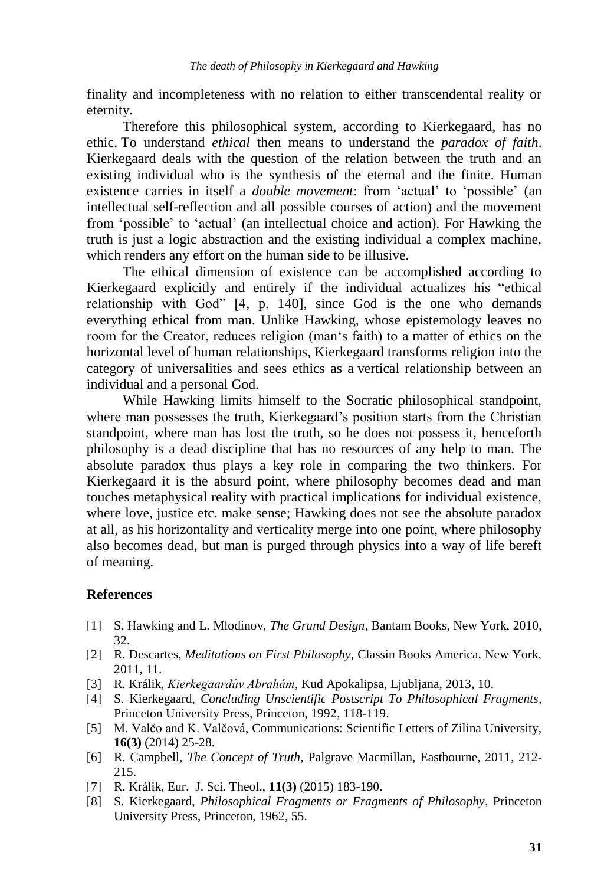finality and incompleteness with no relation to either transcendental reality or eternity.

Therefore this philosophical system, according to Kierkegaard, has no ethic. To understand *ethical* then means to understand the *paradox of faith*. Kierkegaard deals with the question of the relation between the truth and an existing individual who is the synthesis of the eternal and the finite. Human existence carries in itself a *double movement*: from 'actual' to 'possible' (an intellectual self-reflection and all possible courses of action) and the movement from 'possible' to 'actual' (an intellectual choice and action). For Hawking the truth is just a logic abstraction and the existing individual a complex machine, which renders any effort on the human side to be illusive.

The ethical dimension of existence can be accomplished according to Kierkegaard explicitly and entirely if the individual actualizes his "ethical relationship with God" [4, p. 140], since God is the one who demands everything ethical from man. Unlike Hawking, whose epistemology leaves no room for the Creator, reduces religion (man's faith) to a matter of ethics on the horizontal level of human relationships, Kierkegaard transforms religion into the category of universalities and sees ethics as a vertical relationship between an individual and a personal God.

While Hawking limits himself to the Socratic philosophical standpoint, where man possesses the truth, Kierkegaard's position starts from the Christian standpoint, where man has lost the truth, so he does not possess it, henceforth philosophy is a dead discipline that has no resources of any help to man. The absolute paradox thus plays a key role in comparing the two thinkers. For Kierkegaard it is the absurd point, where philosophy becomes dead and man touches metaphysical reality with practical implications for individual existence, where love, justice etc. make sense; Hawking does not see the absolute paradox at all, as his horizontality and verticality merge into one point, where philosophy also becomes dead, but man is purged through physics into a way of life bereft of meaning.

## References

[1] S. Hawking and L. Mlodinov, *The Grand Design*, Bantam Books, New York, 2010, 32.

[2] R. Descartes, *Meditations on First Philosophy*, Classin Books America, New York, 2011, 11.

[3] R. Králik, *Kierkegaardův Abrahám*, Kud Apokalipsa, Ljubljana, 2013, 10.

[4] S. Kierkegaard, *Concluding Unscientific Postscript To Philosophical Fragments*, Princeton University Press, Princeton, 1992, 118-119.

[5] M. Valčo and K. Valčová, Communications: Scientific Letters of Zilina University, **16(3)** (2014) 25-28.

[6] R. Campbell, *The Concept of Truth*, Palgrave Macmillan, Eastbourne, 2011, 212-215.

[7] R. Králik, Eur. J. Sci. Theol., **11(3)** (2015) 183-190.

[8] S. Kierkegaard, *Philosophical Fragments or Fragments of Philosophy*, Princeton University Press, Princeton, 1962, 55.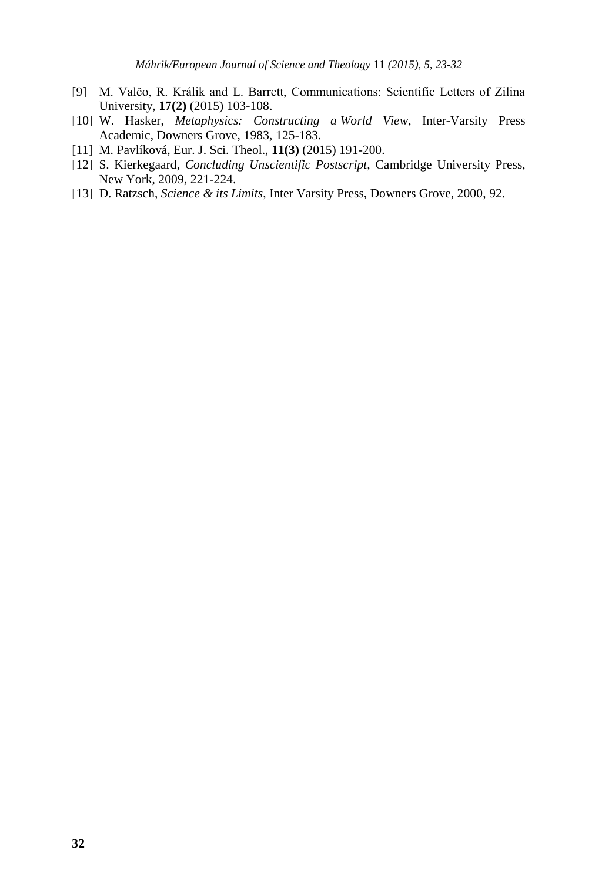[9] M. Valčo, R. Králik and L. Barrett, Communications: Scientific Letters of Zilina University, **17(2)** (2015) 103-108.

[10] W. Hasker, *Metaphysics: Constructing a World View*, Inter-Varsity Press Academic, Downers Grove, 1983, 125-183.

[11] M. Pavlíková, Eur. J. Sci. Theol., **11(3)** (2015) 191-200.

[12] S. Kierkegaard, *Concluding Unscientific Postscript*, Cambridge University Press, New York, 2009, 221-224.

[13] D. Ratzsch, *Science & its Limits*, Inter Varsity Press, Downers Grove, 2000, 92.